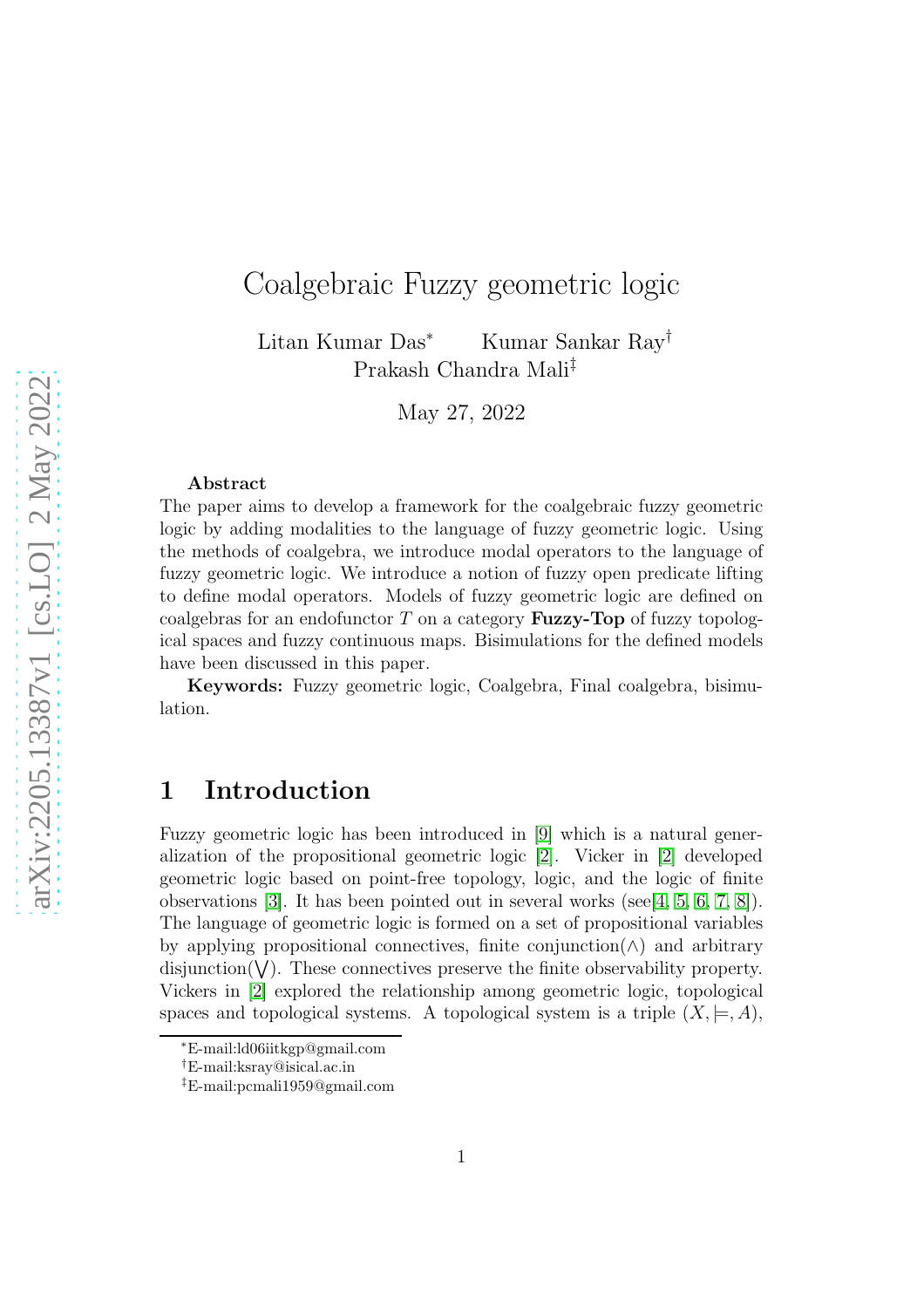# Coalgebraic Fuzzy geometric logic

Litan Kumar Das[*] Kumar Sankar Ray[†]
Prakash Chandra Mali[‡]

May 27, 2022

**Abstract**

The paper aims to develop a framework for the coalgebraic fuzzy geometric logic by adding modalities to the language of fuzzy geometric logic. Using the methods of coalgebra, we introduce modal operators to the language of fuzzy geometric logic. We introduce a notion of fuzzy open predicate lifting to define modal operators. Models of fuzzy geometric logic are defined on coalgebras for an endofunctor $T$ on a category **Fuzzy-Top** of fuzzy topological spaces and fuzzy continuous maps. Bisimulations for the defined models have been discussed in this paper.

**Keywords:** Fuzzy geometric logic, Coalgebra, Final coalgebra, bisimulation.

## 1 Introduction

Fuzzy geometric logic has been introduced in [9] which is a natural generalization of the propositional geometric logic [2]. Vicker in [2] developed geometric logic based on point-free topology, logic, and the logic of finite observations [3]. It has been pointed out in several works (see[4, 5, 6, 7, 8]). The language of geometric logic is formed on a set of propositional variables by applying propositional connectives, finite conjunction($\wedge$) and arbitrary disjunction($\bigvee$). These connectives preserve the finite observability property. Vickers in [2] explored the relationship among geometric logic, topological spaces and topological systems. A topological system is a triple $(X, \models, A)$,

[*] E-mail:ld06iitkgp@gmail.com

[†] E-mail:ksray@isical.ac.in

[‡] E-mail:pcmali1959@gmail.com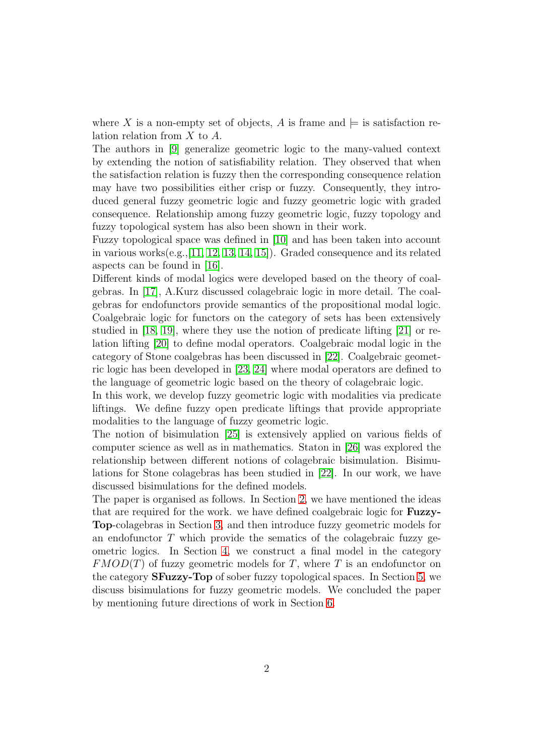where $X$ is a non-empty set of objects, $A$ is frame and $\models$ is satisfaction relation relation from $X$ to $A$.

The authors in [9] generalize geometric logic to the many-valued context by extending the notion of satisfiability relation. They observed that when the satisfaction relation is fuzzy then the corresponding consequence relation may have two possibilities either crisp or fuzzy. Consequently, they introduced general fuzzy geometric logic and fuzzy geometric logic with graded consequence. Relationship among fuzzy geometric logic, fuzzy topology and fuzzy topological system has also been shown in their work.

Fuzzy topological space was defined in [10] and has been taken into account in various works(e.g.,[11, 12, 13, 14, 15]). Graded consequence and its related aspects can be found in [16].

Different kinds of modal logics were developed based on the theory of coalgebras. In [17], A.Kurz discussed colagebraic logic in more detail. The coalgebras for endofunctors provide semantics of the propositional modal logic. Coalgebraic logic for functors on the category of sets has been extensively studied in [18, 19], where they use the notion of predicate lifting [21] or relation lifting [20] to define modal operators. Coalgebraic modal logic in the category of Stone coalgebras has been discussed in [22]. Coalgebraic geometric logic has been developed in [23, 24] where modal operators are defined to the language of geometric logic based on the theory of colagebraic logic.

In this work, we develop fuzzy geometric logic with modalities via predicate liftings. We define fuzzy open predicate liftings that provide appropriate modalities to the language of fuzzy geometric logic.

The notion of bisimulation [25] is extensively applied on various fields of computer science as well as in mathematics. Staton in [26] was explored the relationship between different notions of colagebraic bisimulation. Bisimulations for Stone colagebras has been studied in [22]. In our work, we have discussed bisimulations for the defined models.

The paper is organised as follows. In Section 2, we have mentioned the ideas that are required for the work. we have defined coalgebraic logic for **Fuzzy-Top**-colagebras in Section 3, and then introduce fuzzy geometric models for an endofunctor $T$ which provide the sematics of the colagebraic fuzzy geometric logics. In Section 4, we construct a final model in the category $FMOD(T)$ of fuzzy geometric models for $T$, where $T$ is an endofunctor on the category **SFuzzy-Top** of sober fuzzy topological spaces. In Section 5, we discuss bisimulations for fuzzy geometric models. We concluded the paper by mentioning future directions of work in Section 6.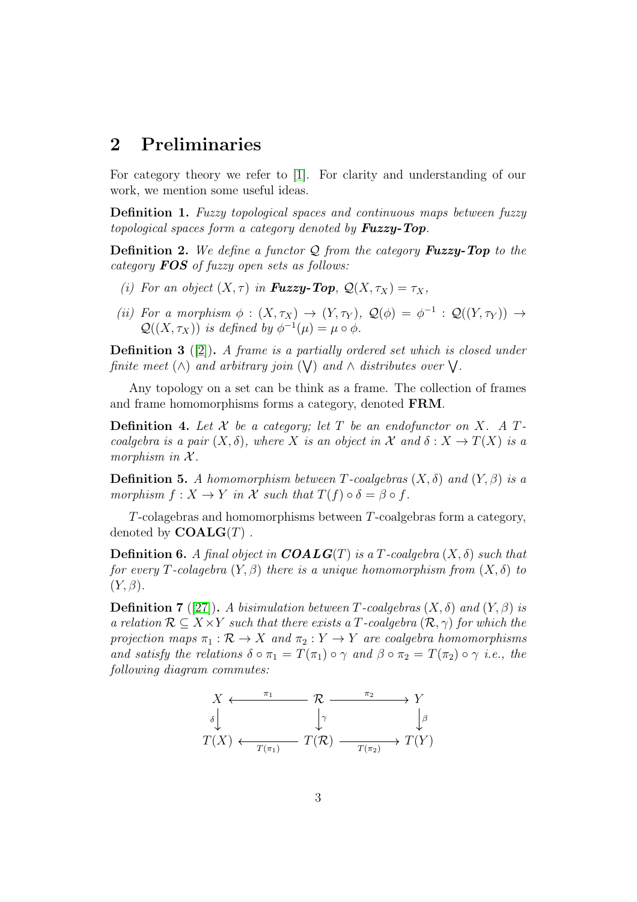## 2 Preliminaries

For category theory we refer to [1]. For clarity and understanding of our work, we mention some useful ideas.

**Definition 1.** *Fuzzy topological spaces and continuous maps between fuzzy topological spaces form a category denoted by* ***Fuzzy-Top****.*

**Definition 2.** *We define a functor $\mathcal{Q}$ from the category* ***Fuzzy-Top*** *to the category* ***FOS*** *of fuzzy open sets as follows:*

*(i) For an object $(X, \tau)$ in* ***Fuzzy-Top****, $\mathcal{Q}(X, \tau_X) = \tau_X$,*

*(ii) For a morphism $\phi : (X, \tau_X) \to (Y, \tau_Y)$, $\mathcal{Q}(\phi) = \phi^{-1} : \mathcal{Q}((Y, \tau_Y)) \to \mathcal{Q}((X, \tau_X))$ is defined by $\phi^{-1}(\mu) = \mu \circ \phi$.*

**Definition 3** ([2])**.** *A frame is a partially ordered set which is closed under finite meet ($\wedge$) and arbitrary join ($\bigvee$) and $\wedge$ distributes over $\bigvee$.*

Any topology on a set can be think as a frame. The collection of frames and frame homomorphisms forms a category, denoted **FRM**.

**Definition 4.** *Let $\mathcal{X}$ be a category; let $T$ be an endofunctor on $X$. A $T$-coalgebra is a pair $(X, \delta)$, where $X$ is an object in $\mathcal{X}$ and $\delta : X \to T(X)$ is a morphism in $\mathcal{X}$.*

**Definition 5.** *A homomorphism between $T$-coalgebras $(X, \delta)$ and $(Y, \beta)$ is a morphism $f : X \to Y$ in $\mathcal{X}$ such that $T(f) \circ \delta = \beta \circ f$.*

$T$-colagebras and homomorphisms between $T$-coalgebras form a category, denoted by $\mathbf{COALG}(T)$ .

**Definition 6.** *A final object in $\boldsymbol{COALG}(T)$ is a $T$-coalgebra $(X, \delta)$ such that for every $T$-colagebra $(Y, \beta)$ there is a unique homomorphism from $(X, \delta)$ to $(Y, \beta)$.*

**Definition 7** ([27])**.** *A bisimulation between $T$-coalgebras $(X, \delta)$ and $(Y, \beta)$ is a relation $\mathcal{R} \subseteq X \times Y$ such that there exists a $T$-coalgebra $(\mathcal{R}, \gamma)$ for which the projection maps $\pi_1 : \mathcal{R} \to X$ and $\pi_2 : Y \to Y$ are coalgebra homomorphisms and satisfy the relations $\delta \circ \pi_1 = T(\pi_1) \circ \gamma$ and $\beta \circ \pi_2 = T(\pi_2) \circ \gamma$ i.e., the following diagram commutes:*

$$
\begin{array}{ccccc}
X & \xleftarrow{\pi_1} & \mathcal{R} & \xrightarrow{\pi_2} & Y \\
\downarrow{\scriptstyle \delta} & & \downarrow{\scriptstyle \gamma} & & \downarrow{\scriptstyle \beta} \\
T(X) & \xleftarrow[T(\pi_1)]{} & T(\mathcal{R}) & \xrightarrow[T(\pi_2)]{} & T(Y)
\end{array}
$$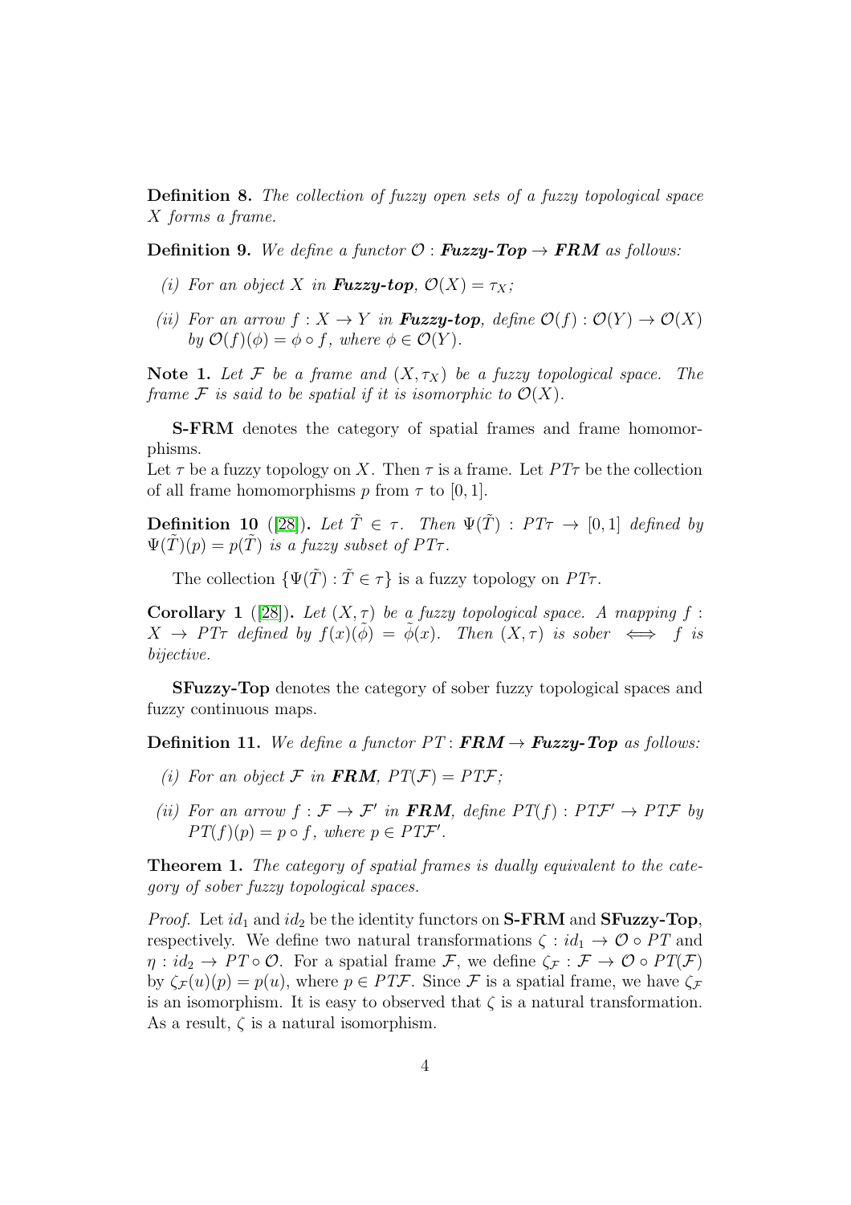**Definition 8.** *The collection of fuzzy open sets of a fuzzy topological space $X$ forms a frame.*

**Definition 9.** *We define a functor $\mathcal{O}$ : **Fuzzy-Top** $\to$ **FRM** as follows:*

*(i) For an object $X$ in **Fuzzy-top**, $\mathcal{O}(X) = \tau_X$;*

*(ii) For an arrow $f : X \to Y$ in **Fuzzy-top**, define $\mathcal{O}(f) : \mathcal{O}(Y) \to \mathcal{O}(X)$ by $\mathcal{O}(f)(\phi) = \phi \circ f$, where $\phi \in \mathcal{O}(Y)$.*

**Note 1.** *Let $\mathcal{F}$ be a frame and $(X, \tau_X)$ be a fuzzy topological space. The frame $\mathcal{F}$ is said to be spatial if it is isomorphic to $\mathcal{O}(X)$.*

**S-FRM** denotes the category of spatial frames and frame homomorphisms.
Let $\tau$ be a fuzzy topology on $X$. Then $\tau$ is a frame. Let $PT\tau$ be the collection of all frame homomorphisms $p$ from $\tau$ to $[0, 1]$.

**Definition 10** ([28])**.** *Let $\tilde{T} \in \tau$. Then $\Psi(\tilde{T}) : PT\tau \to [0, 1]$ defined by $\Psi(\tilde{T})(p) = p(\tilde{T})$ is a fuzzy subset of $PT\tau$.*

The collection $\{\Psi(\tilde{T}) : \tilde{T} \in \tau\}$ is a fuzzy topology on $PT\tau$.

**Corollary 1** ([28])**.** *Let $(X, \tau)$ be a fuzzy topological space. A mapping $f : X \to PT\tau$ defined by $f(x)(\tilde{\phi}) = \tilde{\phi}(x)$. Then $(X, \tau)$ is sober $\iff$ $f$ is bijective.*

**SFuzzy-Top** denotes the category of sober fuzzy topological spaces and fuzzy continuous maps.

**Definition 11.** *We define a functor $PT$ : **FRM** $\to$ **Fuzzy-Top** as follows:*

*(i) For an object $\mathcal{F}$ in **FRM**, $PT(\mathcal{F}) = PT\mathcal{F}$;*

*(ii) For an arrow $f : \mathcal{F} \to \mathcal{F}'$ in **FRM**, define $PT(f) : PT\mathcal{F}' \to PT\mathcal{F}$ by $PT(f)(p) = p \circ f$, where $p \in PT\mathcal{F}'$.*

**Theorem 1.** *The category of spatial frames is dually equivalent to the category of sober fuzzy topological spaces.*

*Proof.* Let $id_1$ and $id_2$ be the identity functors on **S-FRM** and **SFuzzy-Top**, respectively. We define two natural transformations $\zeta : id_1 \to \mathcal{O} \circ PT$ and $\eta : id_2 \to PT \circ \mathcal{O}$. For a spatial frame $\mathcal{F}$, we define $\zeta_{\mathcal{F}} : \mathcal{F} \to \mathcal{O} \circ PT(\mathcal{F})$ by $\zeta_{\mathcal{F}}(u)(p) = p(u)$, where $p \in PT\mathcal{F}$. Since $\mathcal{F}$ is a spatial frame, we have $\zeta_{\mathcal{F}}$ is an isomorphism. It is easy to observed that $\zeta$ is a natural transformation. As a result, $\zeta$ is a natural isomorphism.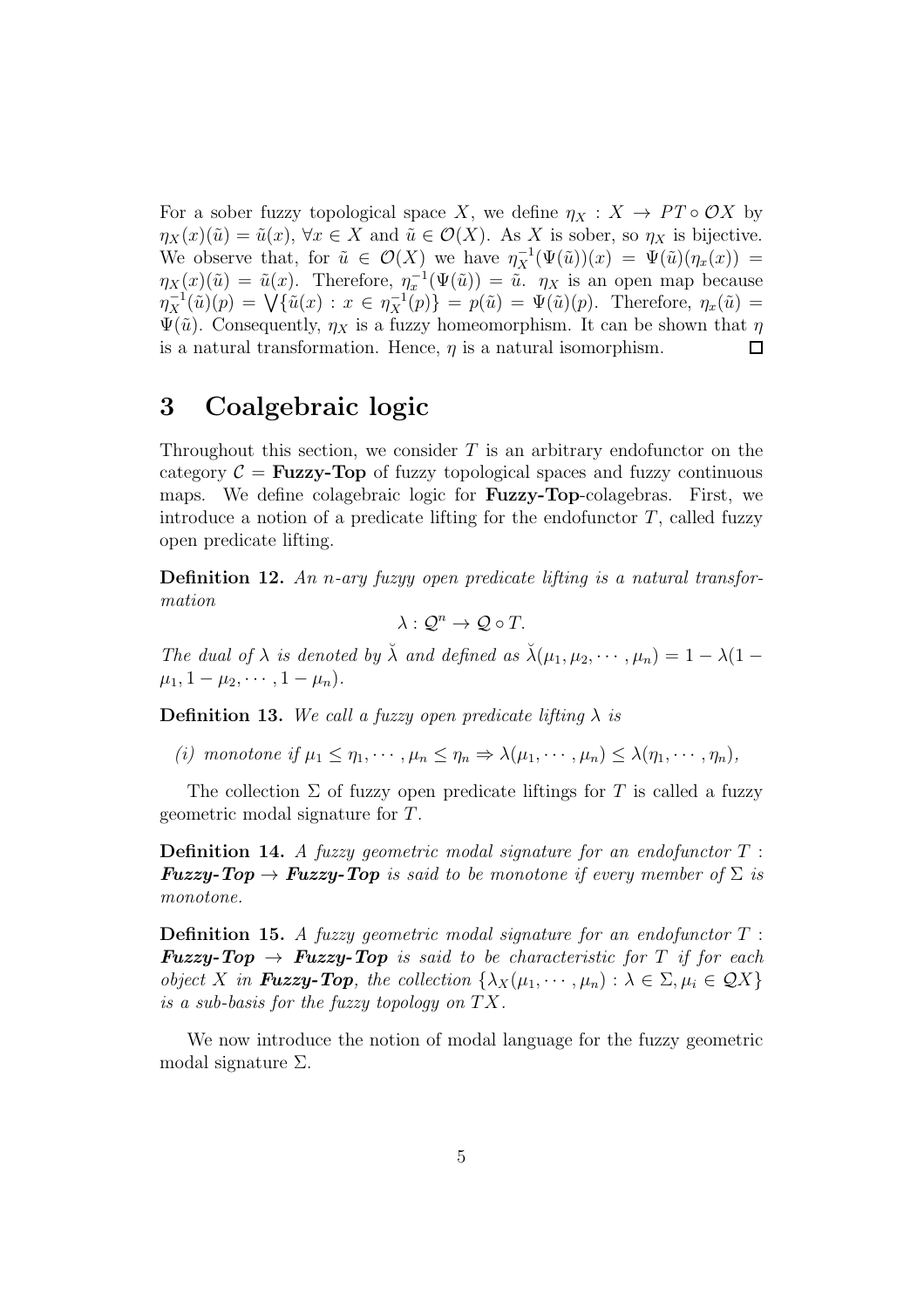For a sober fuzzy topological space $X$, we define $\eta_X : X \to PT \circ \mathcal{O}X$ by $\eta_X(x)(\tilde{u}) = \tilde{u}(x)$, $\forall x \in X$ and $\tilde{u} \in \mathcal{O}(X)$. As $X$ is sober, so $\eta_X$ is bijective. We observe that, for $\tilde{u} \in \mathcal{O}(X)$ we have $\eta_X^{-1}(\Psi(\tilde{u}))(x) = \Psi(\tilde{u})(\eta_x(x)) = \eta_X(x)(\tilde{u}) = \tilde{u}(x)$. Therefore, $\eta_x^{-1}(\Psi(\tilde{u})) = \tilde{u}$. $\eta_X$ is an open map because $\eta_X^{-1}(\tilde{u})(p) = \bigvee\{\tilde{u}(x) : x \in \eta_X^{-1}(p)\} = p(\tilde{u}) = \Psi(\tilde{u})(p)$. Therefore, $\eta_x(\tilde{u}) = \Psi(\tilde{u})$. Consequently, $\eta_X$ is a fuzzy homeomorphism. It can be shown that $\eta$ is a natural transformation. Hence, $\eta$ is a natural isomorphism. □

# 3 Coalgebraic logic

Throughout this section, we consider $T$ is an arbitrary endofunctor on the category $\mathcal{C} = \textbf{Fuzzy-Top}$ of fuzzy topological spaces and fuzzy continuous maps. We define colagebraic logic for **Fuzzy-Top**-colagebras. First, we introduce a notion of a predicate lifting for the endofunctor $T$, called fuzzy open predicate lifting.

**Definition 12.** *An n-ary fuzyy open predicate lifting is a natural transformation*

$$\lambda : \mathcal{Q}^n \to \mathcal{Q} \circ T.$$

*The dual of $\lambda$ is denoted by $\breve{\lambda}$ and defined as $\breve{\lambda}(\mu_1, \mu_2, \cdots, \mu_n) = 1 - \lambda(1 - \mu_1, 1 - \mu_2, \cdots, 1 - \mu_n)$.*

**Definition 13.** *We call a fuzzy open predicate lifting $\lambda$ is*

*(i) monotone if $\mu_1 \leq \eta_1, \cdots, \mu_n \leq \eta_n \Rightarrow \lambda(\mu_1, \cdots, \mu_n) \leq \lambda(\eta_1, \cdots, \eta_n)$,*

The collection $\Sigma$ of fuzzy open predicate liftings for $T$ is called a fuzzy geometric modal signature for $T$.

**Definition 14.** *A fuzzy geometric modal signature for an endofunctor $T$ : **Fuzzy-Top** $\to$ **Fuzzy-Top** is said to be monotone if every member of $\Sigma$ is monotone.*

**Definition 15.** *A fuzzy geometric modal signature for an endofunctor $T$ : **Fuzzy-Top** $\to$ **Fuzzy-Top** is said to be characteristic for $T$ if for each object $X$ in **Fuzzy-Top**, the collection $\{\lambda_X(\mu_1, \cdots, \mu_n) : \lambda \in \Sigma, \mu_i \in \mathcal{Q}X\}$ is a sub-basis for the fuzzy topology on $TX$.*

We now introduce the notion of modal language for the fuzzy geometric modal signature $\Sigma$.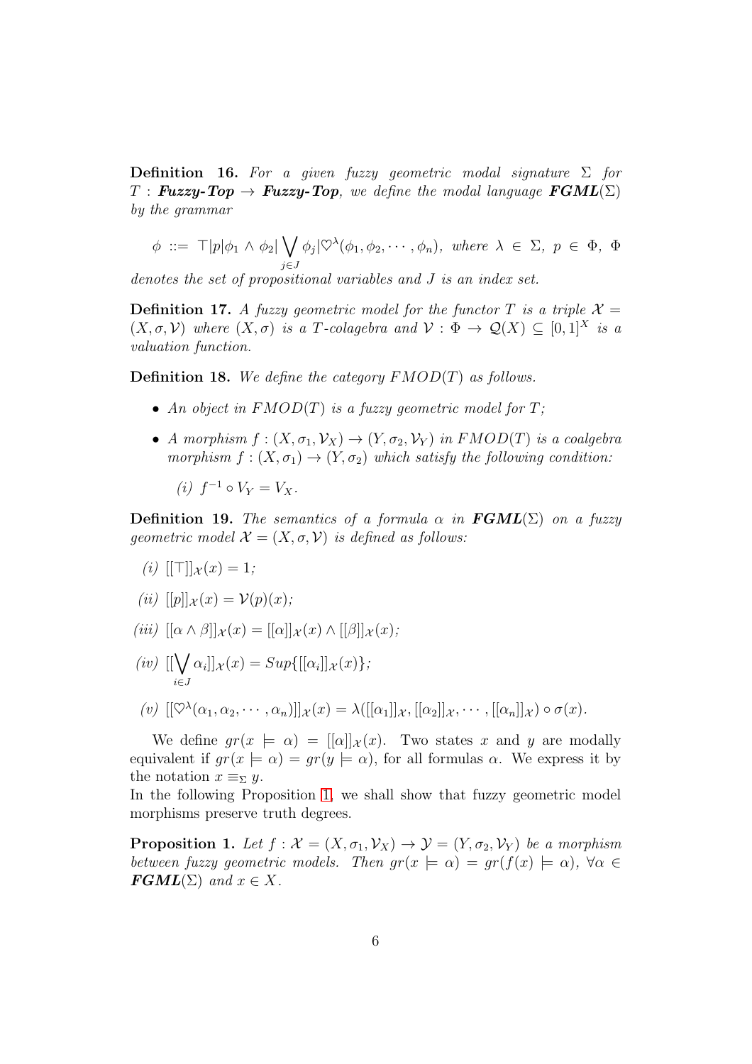**Definition 16.** *For a given fuzzy geometric modal signature $\Sigma$ for $T$ : **Fuzzy-Top** $\to$ **Fuzzy-Top**, we define the modal language **FGML**$(\Sigma)$ by the grammar*

$$\phi ::= \top | p | \phi_1 \wedge \phi_2 | \bigvee_{j \in J} \phi_j | \heartsuit^{\lambda}(\phi_1, \phi_2, \cdots, \phi_n),\ \text{where } \lambda \in \Sigma,\ p \in \Phi,\ \Phi$$

*denotes the set of propositional variables and $J$ is an index set.*

**Definition 17.** *A fuzzy geometric model for the functor $T$ is a triple $\mathcal{X} = (X, \sigma, \mathcal{V})$ where $(X, \sigma)$ is a $T$-colagebra and $\mathcal{V} : \Phi \to \mathcal{Q}(X) \subseteq [0,1]^X$ is a valuation function.*

**Definition 18.** *We define the category $FMOD(T)$ as follows.*

- *An object in $FMOD(T)$ is a fuzzy geometric model for $T$;*
- *A morphism $f : (X, \sigma_1, \mathcal{V}_X) \to (Y, \sigma_2, \mathcal{V}_Y)$ in $FMOD(T)$ is a coalgebra morphism $f : (X, \sigma_1) \to (Y, \sigma_2)$ which satisfy the following condition:*

  *(i) $f^{-1} \circ V_Y = V_X$.*

**Definition 19.** *The semantics of a formula $\alpha$ in **FGML**$(\Sigma)$ on a fuzzy geometric model $\mathcal{X} = (X, \sigma, \mathcal{V})$ is defined as follows:*

*(i)* $[[\top]]_{\mathcal{X}}(x) = 1$;

*(ii)* $[[p]]_{\mathcal{X}}(x) = \mathcal{V}(p)(x)$;

*(iii)* $[[\alpha \wedge \beta]]_{\mathcal{X}}(x) = [[\alpha]]_{\mathcal{X}}(x) \wedge [[\beta]]_{\mathcal{X}}(x)$;

*(iv)* $[[\bigvee_{i \in J} \alpha_i]]_{\mathcal{X}}(x) = Sup\{[[\alpha_i]]_{\mathcal{X}}(x)\}$;

*(v)* $[[\heartsuit^{\lambda}(\alpha_1, \alpha_2, \cdots, \alpha_n)]]_{\mathcal{X}}(x) = \lambda([[\alpha_1]]_{\mathcal{X}}, [[\alpha_2]]_{\mathcal{X}}, \cdots, [[\alpha_n]]_{\mathcal{X}}) \circ \sigma(x)$.

We define $gr(x \models \alpha) = [[\alpha]]_{\mathcal{X}}(x)$. Two states $x$ and $y$ are modally equivalent if $gr(x \models \alpha) = gr(y \models \alpha)$, for all formulas $\alpha$. We express it by the notation $x \equiv_{\Sigma} y$.
In the following Proposition 1, we shall show that fuzzy geometric model morphisms preserve truth degrees.

**Proposition 1.** *Let $f : \mathcal{X} = (X, \sigma_1, \mathcal{V}_X) \to \mathcal{Y} = (Y, \sigma_2, \mathcal{V}_Y)$ be a morphism between fuzzy geometric models. Then $gr(x \models \alpha) = gr(f(x) \models \alpha)$, $\forall \alpha \in$ **FGML**$(\Sigma)$ and $x \in X$.*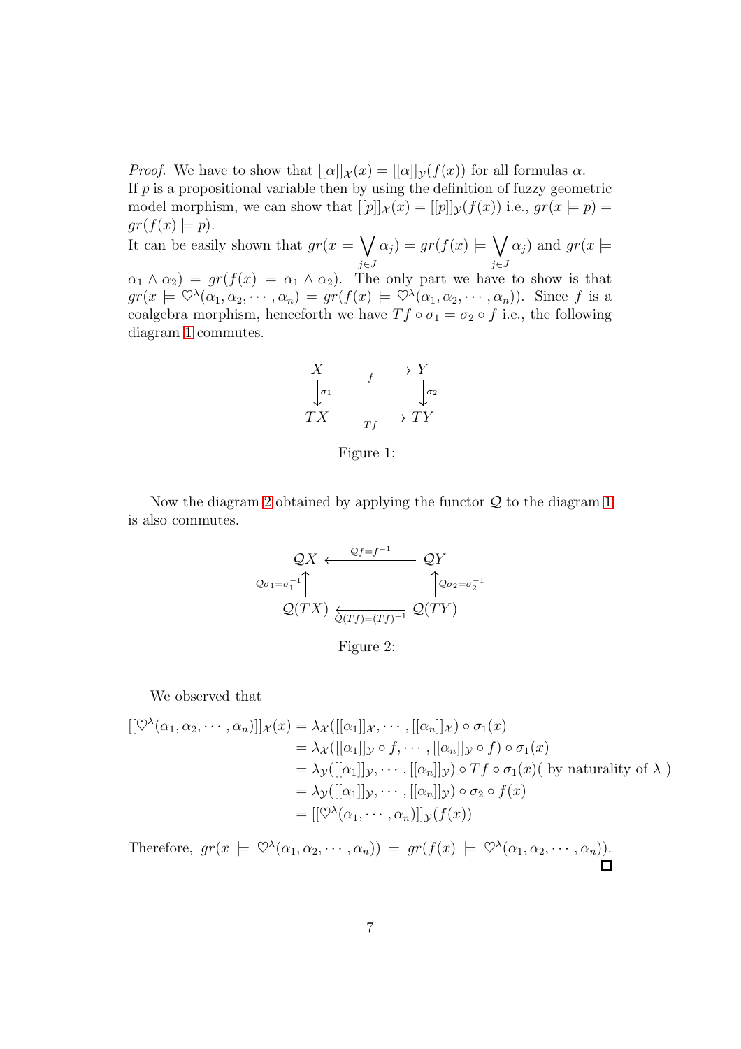*Proof.* We have to show that $[[\alpha]]_{\mathcal{X}}(x) = [[\alpha]]_{\mathcal{Y}}(f(x))$ for all formulas $\alpha$.
If $p$ is a propositional variable then by using the definition of fuzzy geometric model morphism, we can show that $[[p]]_{\mathcal{X}}(x) = [[p]]_{\mathcal{Y}}(f(x))$ i.e., $gr(x \models p) = gr(f(x) \models p)$.
It can be easily shown that $gr(x \models \bigvee_{j \in J} \alpha_j) = gr(f(x) \models \bigvee_{j \in J} \alpha_j)$ and $gr(x \models \alpha_1 \wedge \alpha_2) = gr(f(x) \models \alpha_1 \wedge \alpha_2)$. The only part we have to show is that $gr(x \models \heartsuit^{\lambda}(\alpha_1, \alpha_2, \cdots, \alpha_n) = gr(f(x) \models \heartsuit^{\lambda}(\alpha_1, \alpha_2, \cdots, \alpha_n))$. Since $f$ is a coalgebra morphism, henceforth we have $Tf \circ \sigma_1 = \sigma_2 \circ f$ i.e., the following diagram 1 commutes.

$$
\begin{array}{ccc}
X & \xrightarrow{\quad f \quad} & Y \\
\downarrow{\scriptstyle \sigma_1} & & \downarrow{\scriptstyle \sigma_2} \\
TX & \xrightarrow{\quad Tf \quad} & TY
\end{array}
$$

Figure 1:

Now the diagram 2 obtained by applying the functor $\mathcal{Q}$ to the diagram 1 is also commutes.

$$
\begin{array}{ccc}
\mathcal{Q}X & \xleftarrow{\quad \mathcal{Q}f = f^{-1} \quad} & \mathcal{Q}Y \\
\uparrow{\scriptstyle \mathcal{Q}\sigma_1 = \sigma_1^{-1}} & & \uparrow{\scriptstyle \mathcal{Q}\sigma_2 = \sigma_2^{-1}} \\
\mathcal{Q}(TX) & \xleftarrow{\quad \mathcal{Q}(Tf) = (Tf)^{-1} \quad} & \mathcal{Q}(TY)
\end{array}
$$

Figure 2:

We observed that

$$
\begin{aligned}
[[\heartsuit^{\lambda}(\alpha_1, \alpha_2, \cdots, \alpha_n)]]_{\mathcal{X}}(x) &= \lambda_{\mathcal{X}}([[\alpha_1]]_{\mathcal{X}}, \cdots, [[\alpha_n]]_{\mathcal{X}}) \circ \sigma_1(x) \\
&= \lambda_{\mathcal{X}}([[\alpha_1]]_{\mathcal{Y}} \circ f, \cdots, [[\alpha_n]]_{\mathcal{Y}} \circ f) \circ \sigma_1(x) \\
&= \lambda_{\mathcal{Y}}([[\alpha_1]]_{\mathcal{Y}}, \cdots, [[\alpha_n]]_{\mathcal{Y}}) \circ Tf \circ \sigma_1(x) (\text{ by naturality of } \lambda\ ) \\
&= \lambda_{\mathcal{Y}}([[\alpha_1]]_{\mathcal{Y}}, \cdots, [[\alpha_n]]_{\mathcal{Y}}) \circ \sigma_2 \circ f(x) \\
&= [[\heartsuit^{\lambda}(\alpha_1, \cdots, \alpha_n)]]_{\mathcal{Y}}(f(x))
\end{aligned}
$$

Therefore, $gr(x \models \heartsuit^{\lambda}(\alpha_1, \alpha_2, \cdots, \alpha_n)) = gr(f(x) \models \heartsuit^{\lambda}(\alpha_1, \alpha_2, \cdots, \alpha_n))$. $\square$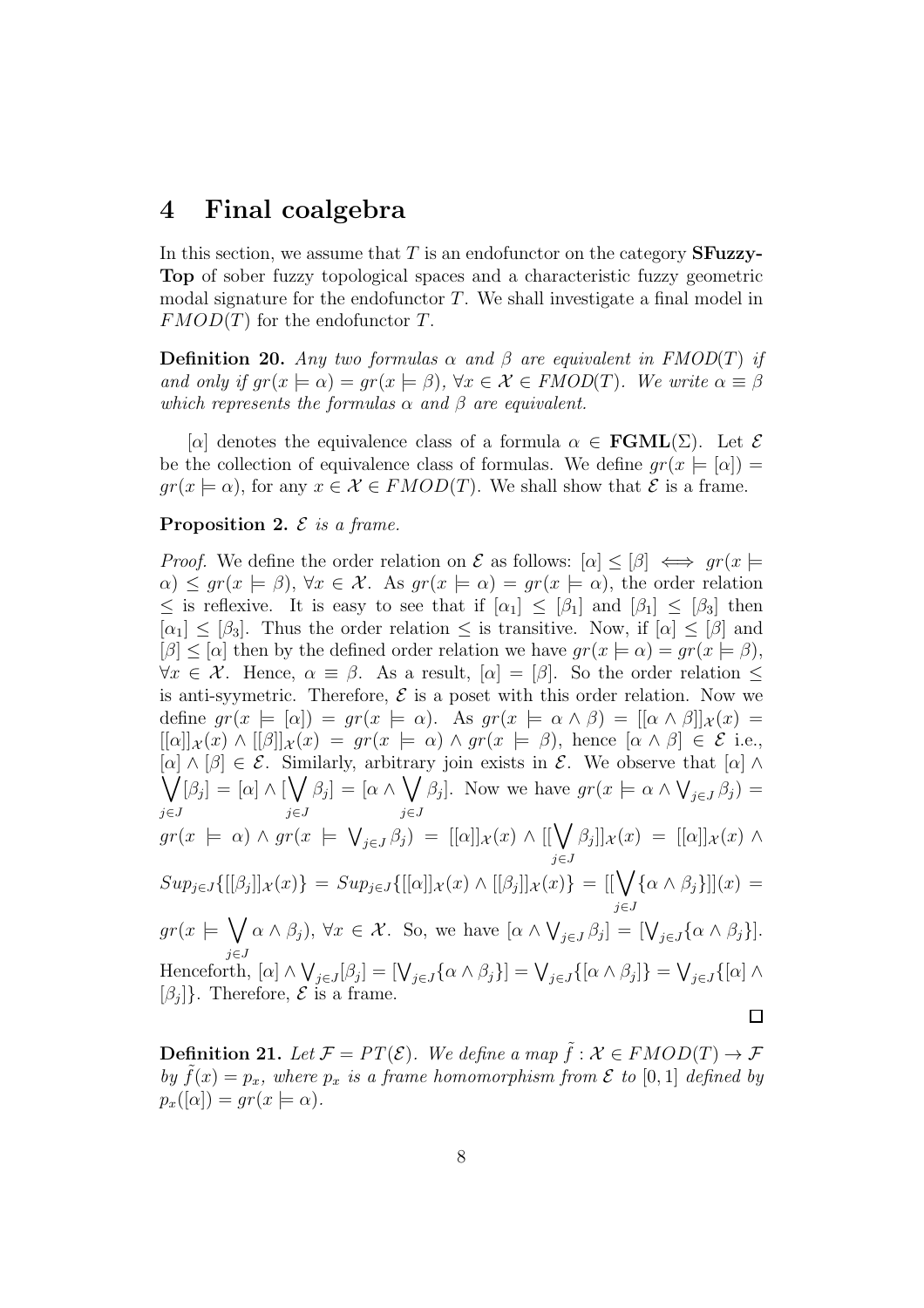# 4 Final coalgebra

In this section, we assume that $T$ is an endofunctor on the category **SFuzzy-Top** of sober fuzzy topological spaces and a characteristic fuzzy geometric modal signature for the endofunctor $T$. We shall investigate a final model in $FMOD(T)$ for the endofunctor $T$.

**Definition 20.** *Any two formulas $\alpha$ and $\beta$ are equivalent in FMOD$(T)$ if and only if $gr(x \models \alpha) = gr(x \models \beta)$, $\forall x \in \mathcal{X} \in FMOD(T)$. We write $\alpha \equiv \beta$ which represents the formulas $\alpha$ and $\beta$ are equivalent.*

$[\alpha]$ denotes the equivalence class of a formula $\alpha \in \mathbf{FGML}(\Sigma)$. Let $\mathcal{E}$ be the collection of equivalence class of formulas. We define $gr(x \models [\alpha]) = gr(x \models \alpha)$, for any $x \in \mathcal{X} \in FMOD(T)$. We shall show that $\mathcal{E}$ is a frame.

**Proposition 2.** *$\mathcal{E}$ is a frame.*

*Proof.* We define the order relation on $\mathcal{E}$ as follows: $[\alpha] \leq [\beta] \iff gr(x \models \alpha) \leq gr(x \models \beta)$, $\forall x \in \mathcal{X}$. As $gr(x \models \alpha) = gr(x \models \alpha)$, the order relation $\leq$ is reflexive. It is easy to see that if $[\alpha_1] \leq [\beta_1]$ and $[\beta_1] \leq [\beta_3]$ then $[\alpha_1] \leq [\beta_3]$. Thus the order relation $\leq$ is transitive. Now, if $[\alpha] \leq [\beta]$ and $[\beta] \leq [\alpha]$ then by the defined order relation we have $gr(x \models \alpha) = gr(x \models \beta)$, $\forall x \in \mathcal{X}$. Hence, $\alpha \equiv \beta$. As a result, $[\alpha] = [\beta]$. So the order relation $\leq$ is anti-syymetric. Therefore, $\mathcal{E}$ is a poset with this order relation. Now we define $gr(x \models [\alpha]) = gr(x \models \alpha)$. As $gr(x \models \alpha \wedge \beta) = [[\alpha \wedge \beta]]_{\mathcal{X}}(x) = [[\alpha]]_{\mathcal{X}}(x) \wedge [[\beta]]_{\mathcal{X}}(x) = gr(x \models \alpha) \wedge gr(x \models \beta)$, hence $[\alpha \wedge \beta] \in \mathcal{E}$ i.e., $[\alpha] \wedge [\beta] \in \mathcal{E}$. Similarly, arbitrary join exists in $\mathcal{E}$. We observe that $[\alpha] \wedge \bigvee\limits_{j\in J}[\beta_j] = [\alpha] \wedge [\bigvee\limits_{j\in J} \beta_j] = [\alpha \wedge \bigvee\limits_{j\in J} \beta_j]$. Now we have $gr(x \models \alpha \wedge \bigvee_{j\in J} \beta_j) = gr(x \models \alpha) \wedge gr(x \models \bigvee_{j\in J} \beta_j) = [[\alpha]]_{\mathcal{X}}(x) \wedge [[\bigvee\limits_{j\in J} \beta_j]]_{\mathcal{X}}(x) = [[\alpha]]_{\mathcal{X}}(x) \wedge Sup_{j\in J}\{[[\beta_j]]_{\mathcal{X}}(x)\} = Sup_{j\in J}\{[[\alpha]]_{\mathcal{X}}(x) \wedge [[\beta_j]]_{\mathcal{X}}(x)\} = [[\bigvee\limits_{j\in J}\{\alpha \wedge \beta_j\}]](x) = gr(x \models \bigvee\limits_{j\in J} \alpha \wedge \beta_j)$, $\forall x \in \mathcal{X}$. So, we have $[\alpha \wedge \bigvee_{j\in J} \beta_j] = [\bigvee_{j\in J}\{\alpha \wedge \beta_j\}]$. Henceforth, $[\alpha] \wedge \bigvee_{j\in J}[\beta_j] = [\bigvee_{j\in J}\{\alpha \wedge \beta_j\}] = \bigvee_{j\in J}\{[\alpha \wedge \beta_j]\} = \bigvee_{j\in J}\{[\alpha] \wedge [\beta_j]\}$. Therefore, $\mathcal{E}$ is a frame. $\square$

**Definition 21.** *Let $\mathcal{F} = PT(\mathcal{E})$. We define a map $\tilde{f} : \mathcal{X} \in FMOD(T) \to \mathcal{F}$ by $\tilde{f}(x) = p_x$, where $p_x$ is a frame homomorphism from $\mathcal{E}$ to $[0,1]$ defined by $p_x([\alpha]) = gr(x \models \alpha)$.*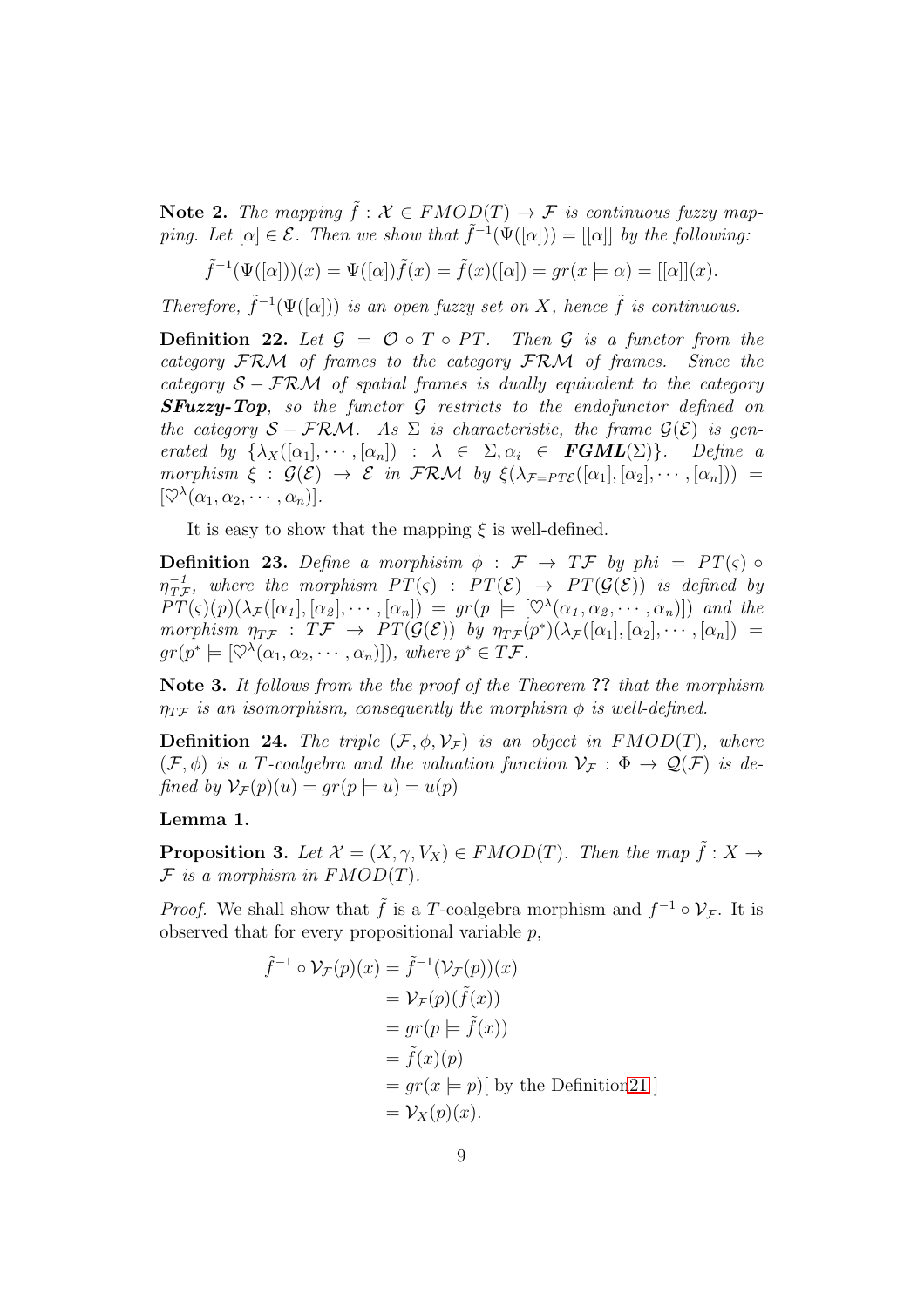**Note 2.** *The mapping $\tilde{f} : \mathcal{X} \in FMOD(T) \to \mathcal{F}$ is continuous fuzzy mapping. Let $[\alpha] \in \mathcal{E}$. Then we show that $\tilde{f}^{-1}(\Psi([\alpha])) = [[\alpha]]$ by the following:*

$$\tilde{f}^{-1}(\Psi([\alpha]))(x) = \Psi([\alpha])\tilde{f}(x) = \tilde{f}(x)([\alpha]) = gr(x \models \alpha) = [[\alpha]](x).$$

*Therefore, $\tilde{f}^{-1}(\Psi([\alpha]))$ is an open fuzzy set on $X$, hence $\tilde{f}$ is continuous.*

**Definition 22.** *Let $\mathcal{G} = \mathcal{O} \circ T \circ PT$. Then $\mathcal{G}$ is a functor from the category $\mathcal{FRM}$ of frames to the category $\mathcal{FRM}$ of frames. Since the category $\mathcal{S} - \mathcal{FRM}$ of spatial frames is dually equivalent to the category* ***SFuzzy-Top****, so the functor $\mathcal{G}$ restricts to the endofunctor defined on the category $\mathcal{S} - \mathcal{FRM}$. As $\Sigma$ is characteristic, the frame $\mathcal{G}(\mathcal{E})$ is generated by $\{\lambda_X([\alpha_1], \cdots, [\alpha_n]) : \lambda \in \Sigma, \alpha_i \in$ **FGML**$(\Sigma)\}$. Define a morphism $\xi : \mathcal{G}(\mathcal{E}) \to \mathcal{E}$ in $\mathcal{FRM}$ by $\xi(\lambda_{\mathcal{F}=PT\mathcal{E}}([\alpha_1], [\alpha_2], \cdots, [\alpha_n])) = [\heartsuit^{\lambda}(\alpha_1, \alpha_2, \cdots, \alpha_n)]$.*

It is easy to show that the mapping $\xi$ is well-defined.

**Definition 23.** *Define a morphisim $\phi : \mathcal{F} \to T\mathcal{F}$ by $phi = PT(\varsigma) \circ \eta_{T\mathcal{F}}^{-1}$, where the morphism $PT(\varsigma) : PT(\mathcal{E}) \to PT(\mathcal{G}(\mathcal{E}))$ is defined by $PT(\varsigma)(p)(\lambda_{\mathcal{F}}([\alpha_1], [\alpha_2], \cdots, [\alpha_n]) = gr(p \models [\heartsuit^{\lambda}(\alpha_1, \alpha_2, \cdots, \alpha_n)])$ and the morphism $\eta_{T\mathcal{F}} : T\mathcal{F} \to PT(\mathcal{G}(\mathcal{E}))$ by $\eta_{T\mathcal{F}}(p^*)(\lambda_{\mathcal{F}}([\alpha_1], [\alpha_2], \cdots, [\alpha_n]) = gr(p^* \models [\heartsuit^{\lambda}(\alpha_1, \alpha_2, \cdots, \alpha_n)])$, where $p^* \in T\mathcal{F}$.*

**Note 3.** *It follows from the the proof of the Theorem **??** that the morphism $\eta_{T\mathcal{F}}$ is an isomorphism, consequently the morphism $\phi$ is well-defined.*

**Definition 24.** *The triple $(\mathcal{F}, \phi, \mathcal{V}_{\mathcal{F}})$ is an object in $FMOD(T)$, where $(\mathcal{F}, \phi)$ is a $T$-coalgebra and the valuation function $\mathcal{V}_{\mathcal{F}} : \Phi \to \mathcal{Q}(\mathcal{F})$ is defined by $\mathcal{V}_{\mathcal{F}}(p)(u) = gr(p \models u) = u(p)$*

**Lemma 1.**

**Proposition 3.** *Let $\mathcal{X} = (X, \gamma, V_X) \in FMOD(T)$. Then the map $\tilde{f} : X \to \mathcal{F}$ is a morphism in $FMOD(T)$.*

*Proof.* We shall show that $\tilde{f}$ is a $T$-coalgebra morphism and $f^{-1} \circ \mathcal{V}_{\mathcal{F}}$. It is observed that for every propositional variable $p$,

$$\begin{aligned}
\tilde{f}^{-1} \circ \mathcal{V}_{\mathcal{F}}(p)(x) &= \tilde{f}^{-1}(\mathcal{V}_{\mathcal{F}}(p))(x) \\
&= \mathcal{V}_{\mathcal{F}}(p)(\tilde{f}(x)) \\
&= gr(p \models \tilde{f}(x)) \\
&= \tilde{f}(x)(p) \\
&= gr(x \models p)[\text{ by the Definition21 }] \\
&= \mathcal{V}_X(p)(x).
\end{aligned}$$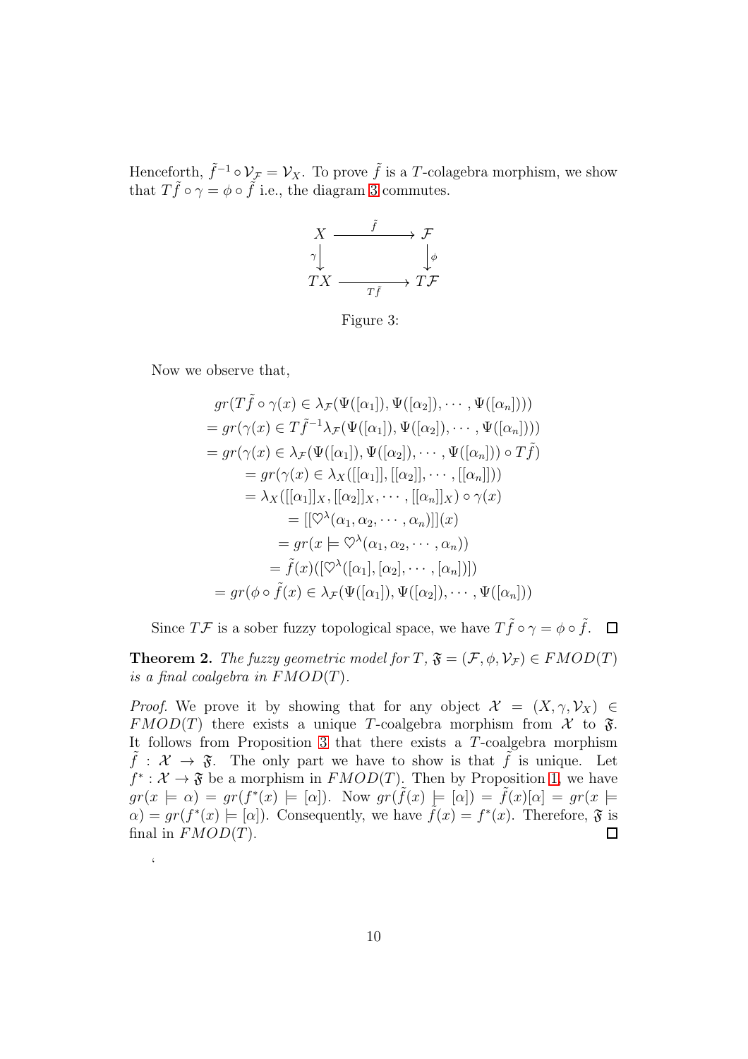Henceforth, $\tilde{f}^{-1} \circ \mathcal{V}_{\mathcal{F}} = \mathcal{V}_X$. To prove $\tilde{f}$ is a $T$-colagebra morphism, we show that $T\tilde{f} \circ \gamma = \phi \circ \tilde{f}$ i.e., the diagram 3 commutes.

$$
\begin{array}{ccc}
X & \xrightarrow{\tilde{f}} & \mathcal{F} \\
\gamma \downarrow & & \downarrow \phi \\
TX & \xrightarrow[T\tilde{f}]{} & T\mathcal{F}
\end{array}
$$

Figure 3:

Now we observe that,

$$
\begin{aligned}
& gr(T\tilde{f} \circ \gamma(x) \in \lambda_{\mathcal{F}}(\Psi([\alpha_1]), \Psi([\alpha_2]), \cdots, \Psi([\alpha_n]))) \\
&= gr(\gamma(x) \in T\tilde{f}^{-1}\lambda_{\mathcal{F}}(\Psi([\alpha_1]), \Psi([\alpha_2]), \cdots, \Psi([\alpha_n]))) \\
&= gr(\gamma(x) \in \lambda_{\mathcal{F}}(\Psi([\alpha_1]), \Psi([\alpha_2]), \cdots, \Psi([\alpha_n])) \circ T\tilde{f}) \\
&= gr(\gamma(x) \in \lambda_X([[\alpha_1]], [[\alpha_2]], \cdots, [[\alpha_n]])) \\
&= \lambda_X([[\alpha_1]]_X, [[\alpha_2]]_X, \cdots, [[\alpha_n]]_X) \circ \gamma(x) \\
&= [[\heartsuit^{\lambda}(\alpha_1, \alpha_2, \cdots, \alpha_n)]](x) \\
&= gr(x \models \heartsuit^{\lambda}(\alpha_1, \alpha_2, \cdots, \alpha_n)) \\
&= \tilde{f}(x)([\heartsuit^{\lambda}([\alpha_1], [\alpha_2], \cdots, [\alpha_n])]) \\
&= gr(\phi \circ \tilde{f}(x) \in \lambda_{\mathcal{F}}(\Psi([\alpha_1]), \Psi([\alpha_2]), \cdots, \Psi([\alpha_n]))
\end{aligned}
$$

Since $T\mathcal{F}$ is a sober fuzzy topological space, we have $T\tilde{f} \circ \gamma = \phi \circ \tilde{f}$. $\square$

**Theorem 2.** *The fuzzy geometric model for* $T$*,* $\mathfrak{F} = (\mathcal{F}, \phi, \mathcal{V}_{\mathcal{F}}) \in FMOD(T)$ *is a final coalgebra in* $FMOD(T)$*.*

*Proof.* We prove it by showing that for any object $\mathcal{X} = (X, \gamma, \mathcal{V}_X) \in FMOD(T)$ there exists a unique $T$-coalgebra morphism from $\mathcal{X}$ to $\mathfrak{F}$. It follows from Proposition 3 that there exists a $T$-coalgebra morphism $\tilde{f} : \mathcal{X} \to \mathfrak{F}$. The only part we have to show is that $\tilde{f}$ is unique. Let $f^* : \mathcal{X} \to \mathfrak{F}$ be a morphism in $FMOD(T)$. Then by Proposition 1, we have $gr(x \models \alpha) = gr(f^*(x) \models [\alpha])$. Now $gr(\tilde{f}(x) \models [\alpha]) = \tilde{f}(x)[\alpha] = gr(x \models \alpha) = gr(f^*(x) \models [\alpha])$. Consequently, we have $\tilde{f}(x) = f^*(x)$. Therefore, $\mathfrak{F}$ is final in $FMOD(T)$. $\square$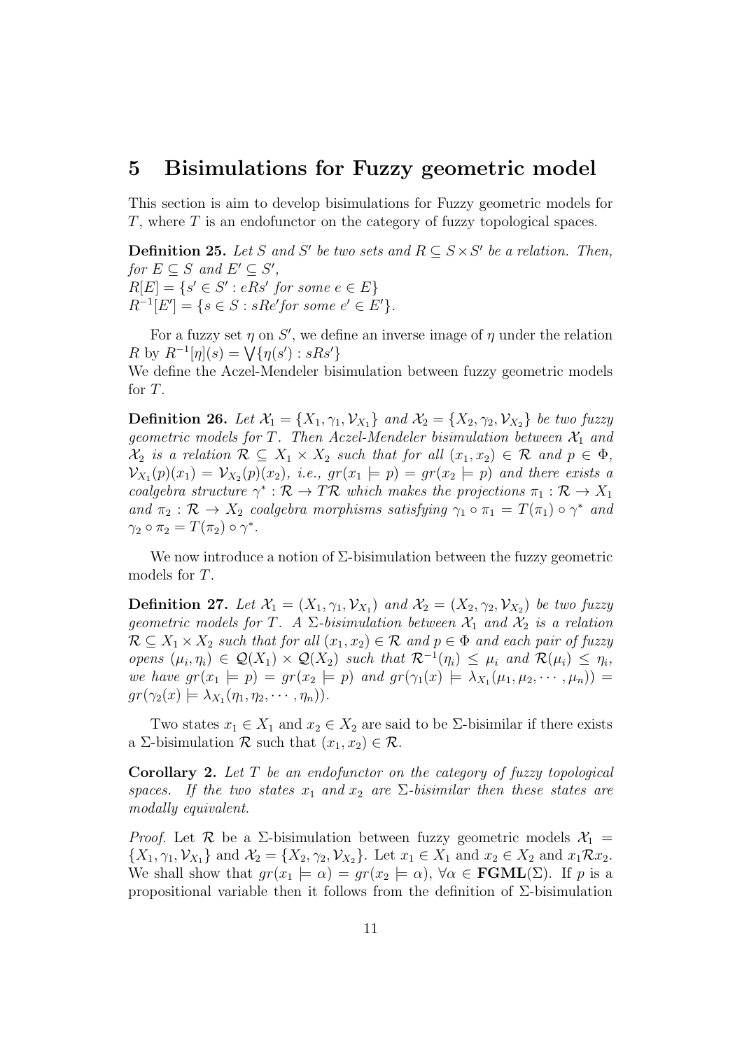## 5 Bisimulations for Fuzzy geometric model

This section is aim to develop bisimulations for Fuzzy geometric models for $T$, where $T$ is an endofunctor on the category of fuzzy topological spaces.

**Definition 25.** *Let $S$ and $S'$ be two sets and $R \subseteq S \times S'$ be a relation. Then, for $E \subseteq S$ and $E' \subseteq S'$,*
*$R[E] = \{s' \in S' : eRs'$ for some $e \in E\}$*
*$R^{-1}[E'] = \{s \in S : sRe'$for some $e' \in E'\}$.*

For a fuzzy set $\eta$ on $S'$, we define an inverse image of $\eta$ under the relation $R$ by $R^{-1}[\eta](s) = \bigvee\{\eta(s') : sRs'\}$
We define the Aczel-Mendeler bisimulation between fuzzy geometric models for $T$.

**Definition 26.** *Let $\mathcal{X}_1 = \{X_1, \gamma_1, \mathcal{V}_{X_1}\}$ and $\mathcal{X}_2 = \{X_2, \gamma_2, \mathcal{V}_{X_2}\}$ be two fuzzy geometric models for $T$. Then Aczel-Mendeler bisimulation between $\mathcal{X}_1$ and $\mathcal{X}_2$ is a relation $\mathcal{R} \subseteq X_1 \times X_2$ such that for all $(x_1, x_2) \in \mathcal{R}$ and $p \in \Phi$, $\mathcal{V}_{X_1}(p)(x_1) = \mathcal{V}_{X_2}(p)(x_2)$, i.e., $gr(x_1 \models p) = gr(x_2 \models p)$ and there exists a coalgebra structure $\gamma^* : \mathcal{R} \to T\mathcal{R}$ which makes the projections $\pi_1 : \mathcal{R} \to X_1$ and $\pi_2 : \mathcal{R} \to X_2$ coalgebra morphisms satisfying $\gamma_1 \circ \pi_1 = T(\pi_1) \circ \gamma^*$ and $\gamma_2 \circ \pi_2 = T(\pi_2) \circ \gamma^*$.*

We now introduce a notion of $\Sigma$-bisimulation between the fuzzy geometric models for $T$.

**Definition 27.** *Let $\mathcal{X}_1 = (X_1, \gamma_1, \mathcal{V}_{X_1})$ and $\mathcal{X}_2 = (X_2, \gamma_2, \mathcal{V}_{X_2})$ be two fuzzy geometric models for $T$. A $\Sigma$-bisimulation between $\mathcal{X}_1$ and $\mathcal{X}_2$ is a relation $\mathcal{R} \subseteq X_1 \times X_2$ such that for all $(x_1, x_2) \in \mathcal{R}$ and $p \in \Phi$ and each pair of fuzzy opens $(\mu_i, \eta_i) \in \mathcal{Q}(X_1) \times \mathcal{Q}(X_2)$ such that $\mathcal{R}^{-1}(\eta_i) \leq \mu_i$ and $\mathcal{R}(\mu_i) \leq \eta_i$, we have $gr(x_1 \models p) = gr(x_2 \models p)$ and $gr(\gamma_1(x) \models \lambda_{X_1}(\mu_1, \mu_2, \cdots, \mu_n)) = gr(\gamma_2(x) \models \lambda_{X_1}(\eta_1, \eta_2, \cdots, \eta_n))$.*

Two states $x_1 \in X_1$ and $x_2 \in X_2$ are said to be $\Sigma$-bisimilar if there exists a $\Sigma$-bisimulation $\mathcal{R}$ such that $(x_1, x_2) \in \mathcal{R}$.

**Corollary 2.** *Let $T$ be an endofunctor on the category of fuzzy topological spaces. If the two states $x_1$ and $x_2$ are $\Sigma$-bisimilar then these states are modally equivalent.*

*Proof.* Let $\mathcal{R}$ be a $\Sigma$-bisimulation between fuzzy geometric models $\mathcal{X}_1 = \{X_1, \gamma_1, \mathcal{V}_{X_1}\}$ and $\mathcal{X}_2 = \{X_2, \gamma_2, \mathcal{V}_{X_2}\}$. Let $x_1 \in X_1$ and $x_2 \in X_2$ and $x_1 \mathcal{R} x_2$. We shall show that $gr(x_1 \models \alpha) = gr(x_2 \models \alpha)$, $\forall \alpha \in \mathbf{FGML}(\Sigma)$. If $p$ is a propositional variable then it follows from the definition of $\Sigma$-bisimulation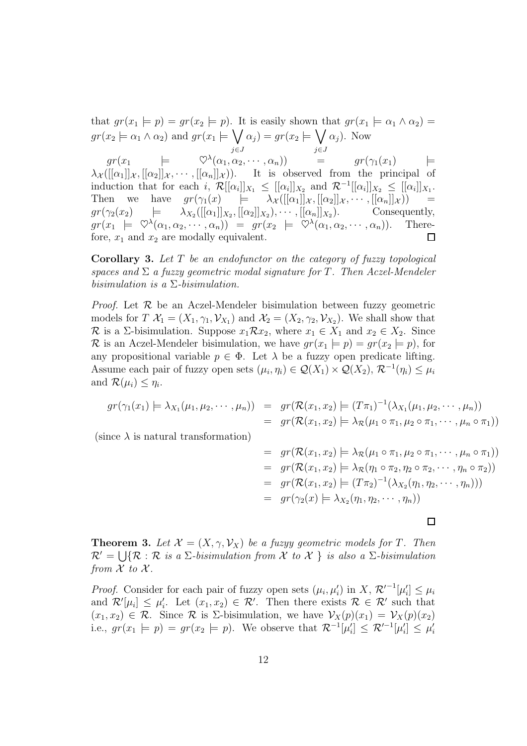that $gr(x_1 \models p) = gr(x_2 \models p)$. It is easily shown that $gr(x_1 \models \alpha_1 \wedge \alpha_2) = gr(x_2 \models \alpha_1 \wedge \alpha_2)$ and $gr(x_1 \models \bigvee_{j \in J} \alpha_j) = gr(x_2 \models \bigvee_{j \in J} \alpha_j)$. Now

$gr(x_1 \models \heartsuit^\lambda(\alpha_1, \alpha_2, \cdots, \alpha_n)) = gr(\gamma_1(x_1) \models \lambda_{\mathcal{X}}([[\alpha_1]]_{\mathcal{X}}, [[\alpha_2]]_{\mathcal{X}}, \cdots, [[\alpha_n]]_{\mathcal{X}}))$. It is observed from the principal of induction that for each $i$, $\mathcal{R}[[\alpha_i]]_{X_1} \leq [[\alpha_i]]_{X_2}$ and $\mathcal{R}^{-1}[[\alpha_i]]_{X_2} \leq [[\alpha_i]]_{X_1}$. Then we have $gr(\gamma_1(x) \models \lambda_{\mathcal{X}}([[\alpha_1]]_{\mathcal{X}}, [[\alpha_2]]_{\mathcal{X}}, \cdots, [[\alpha_n]]_{\mathcal{X}})) = gr(\gamma_2(x_2) \models \lambda_{X_2}([[\alpha_1]]_{X_2}, [[\alpha_2]]_{X_2}), \cdots, [[\alpha_n]]_{X_2})$. Consequently, $gr(x_1 \models \heartsuit^\lambda(\alpha_1, \alpha_2, \cdots, \alpha_n)) = gr(x_2 \models \heartsuit^\lambda(\alpha_1, \alpha_2, \cdots, \alpha_n))$. Therefore, $x_1$ and $x_2$ are modally equivalent. □

**Corollary 3.** *Let $T$ be an endofunctor on the category of fuzzy topological spaces and $\Sigma$ a fuzzy geometric modal signature for $T$. Then Aczel-Mendeler bisimulation is a $\Sigma$-bisimulation.*

*Proof.* Let $\mathcal{R}$ be an Aczel-Mendeler bisimulation between fuzzy geometric models for $T$ $\mathcal{X}_1 = (X_1, \gamma_1, \mathcal{V}_{X_1})$ and $\mathcal{X}_2 = (X_2, \gamma_2, \mathcal{V}_{X_2})$. We shall show that $\mathcal{R}$ is a $\Sigma$-bisimulation. Suppose $x_1 \mathcal{R} x_2$, where $x_1 \in X_1$ and $x_2 \in X_2$. Since $\mathcal{R}$ is an Aczel-Mendeler bisimulation, we have $gr(x_1 \models p) = gr(x_2 \models p)$, for any propositional variable $p \in \Phi$. Let $\lambda$ be a fuzzy open predicate lifting. Assume each pair of fuzzy open sets $(\mu_i, \eta_i) \in \mathcal{Q}(X_1) \times \mathcal{Q}(X_2)$, $\mathcal{R}^{-1}(\eta_i) \leq \mu_i$ and $\mathcal{R}(\mu_i) \leq \eta_i$.

$$
\begin{aligned}
gr(\gamma_1(x_1) \models \lambda_{X_1}(\mu_1, \mu_2, \cdots, \mu_n)) &= gr(\mathcal{R}(x_1, x_2) \models (T\pi_1)^{-1}(\lambda_{X_1}(\mu_1, \mu_2, \cdots, \mu_n)) \\
&= gr(\mathcal{R}(x_1, x_2) \models \lambda_{\mathcal{R}}(\mu_1 \circ \pi_1, \mu_2 \circ \pi_1, \cdots, \mu_n \circ \pi_1))
\end{aligned}
$$

(since $\lambda$ is natural transformation)

$$
\begin{aligned}
&= gr(\mathcal{R}(x_1, x_2) \models \lambda_{\mathcal{R}}(\mu_1 \circ \pi_1, \mu_2 \circ \pi_1, \cdots, \mu_n \circ \pi_1)) \\
&= gr(\mathcal{R}(x_1, x_2) \models \lambda_{\mathcal{R}}(\eta_1 \circ \pi_2, \eta_2 \circ \pi_2, \cdots, \eta_n \circ \pi_2)) \\
&= gr(\mathcal{R}(x_1, x_2) \models (T\pi_2)^{-1}(\lambda_{X_2}(\eta_1, \eta_2, \cdots, \eta_n))) \\
&= gr(\gamma_2(x) \models \lambda_{X_2}(\eta_1, \eta_2, \cdots, \eta_n))
\end{aligned}
$$

□

**Theorem 3.** *Let $\mathcal{X} = (X, \gamma, \mathcal{V}_X)$ be a fuzyy geometric models for $T$. Then $\mathcal{R}' = \bigcup\{\mathcal{R} : \mathcal{R}$ is a $\Sigma$-bisimulation from $\mathcal{X}$ to $\mathcal{X}$ $\}$ is also a $\Sigma$-bisimulation from $\mathcal{X}$ to $\mathcal{X}$.*

*Proof.* Consider for each pair of fuzzy open sets $(\mu_i, \mu_i')$ in $X$, $\mathcal{R}'^{-1}[\mu_i'] \leq \mu_i$ and $\mathcal{R}'[\mu_i] \leq \mu_i'$. Let $(x_1, x_2) \in \mathcal{R}'$. Then there exists $\mathcal{R} \in \mathcal{R}'$ such that $(x_1, x_2) \in \mathcal{R}$. Since $\mathcal{R}$ is $\Sigma$-bisimulation, we have $\mathcal{V}_X(p)(x_1) = \mathcal{V}_X(p)(x_2)$ i.e., $gr(x_1 \models p) = gr(x_2 \models p)$. We observe that $\mathcal{R}^{-1}[\mu_i'] \leq \mathcal{R}'^{-1}[\mu_i'] \leq \mu_i'$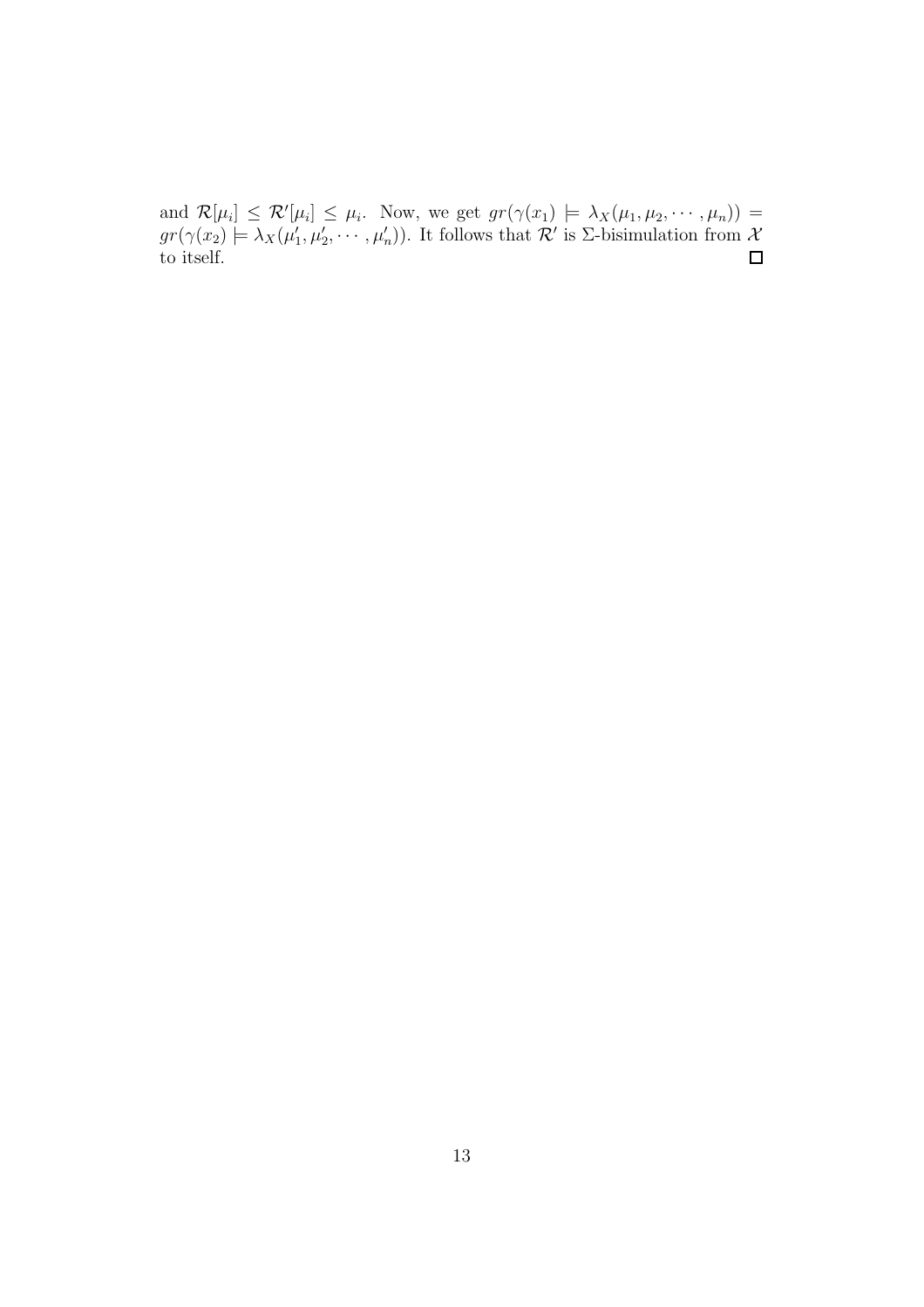and $\mathcal{R}[\mu_i] \leq \mathcal{R}'[\mu_i] \leq \mu_i$. Now, we get $gr(\gamma(x_1) \models \lambda_X(\mu_1, \mu_2, \cdots, \mu_n)) = gr(\gamma(x_2) \models \lambda_X(\mu_1', \mu_2', \cdots, \mu_n'))$. It follows that $\mathcal{R}'$ is $\Sigma$-bisimulation from $\mathcal{X}$ to itself. □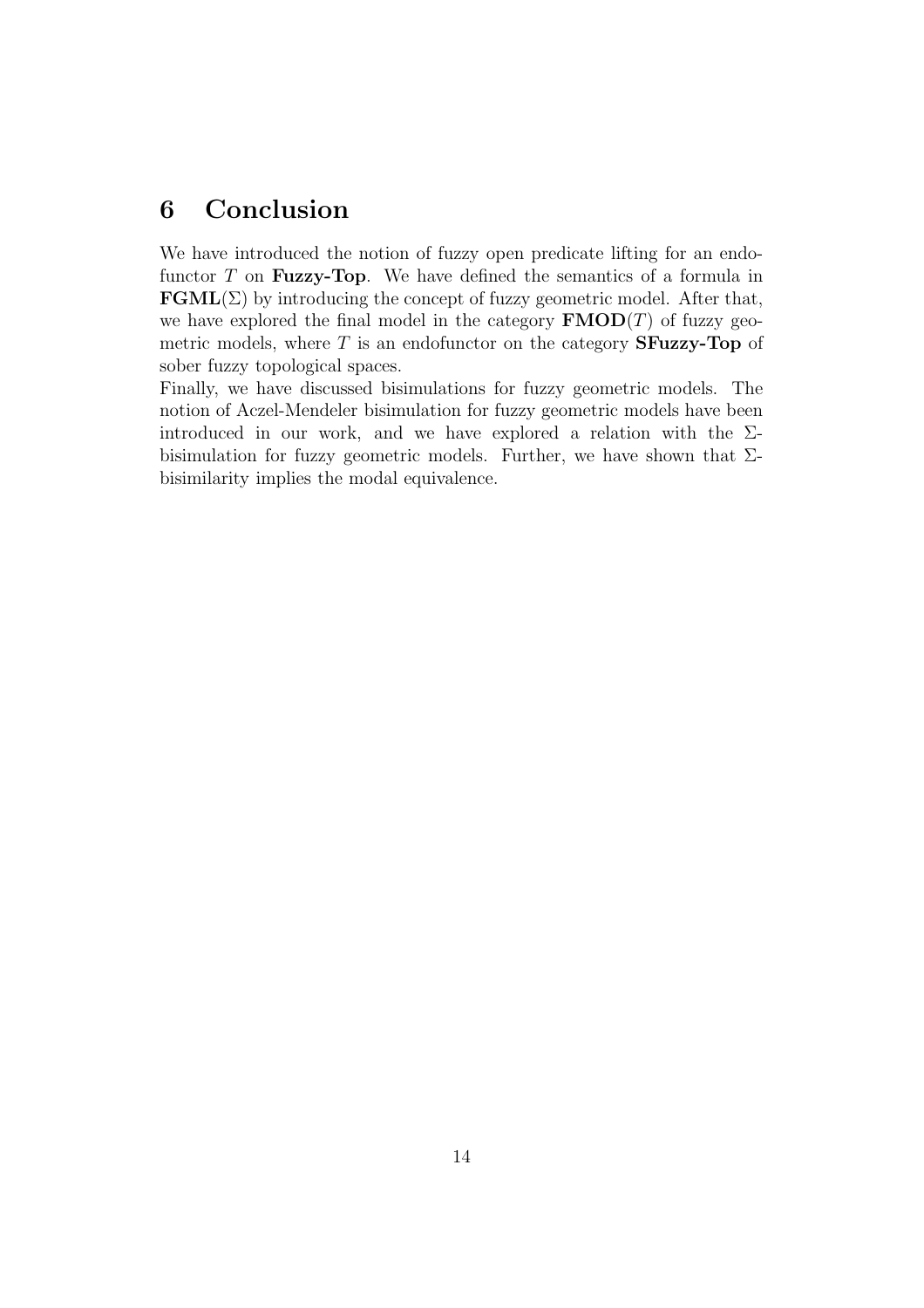# 6 Conclusion

We have introduced the notion of fuzzy open predicate lifting for an endofunctor $T$ on **Fuzzy-Top**. We have defined the semantics of a formula in $\mathbf{FGML}(\Sigma)$ by introducing the concept of fuzzy geometric model. After that, we have explored the final model in the category $\mathbf{FMOD}(T)$ of fuzzy geometric models, where $T$ is an endofunctor on the category **SFuzzy-Top** of sober fuzzy topological spaces.

Finally, we have discussed bisimulations for fuzzy geometric models. The notion of Aczel-Mendeler bisimulation for fuzzy geometric models have been introduced in our work, and we have explored a relation with the $\Sigma$-bisimulation for fuzzy geometric models. Further, we have shown that $\Sigma$-bisimilarity implies the modal equivalence.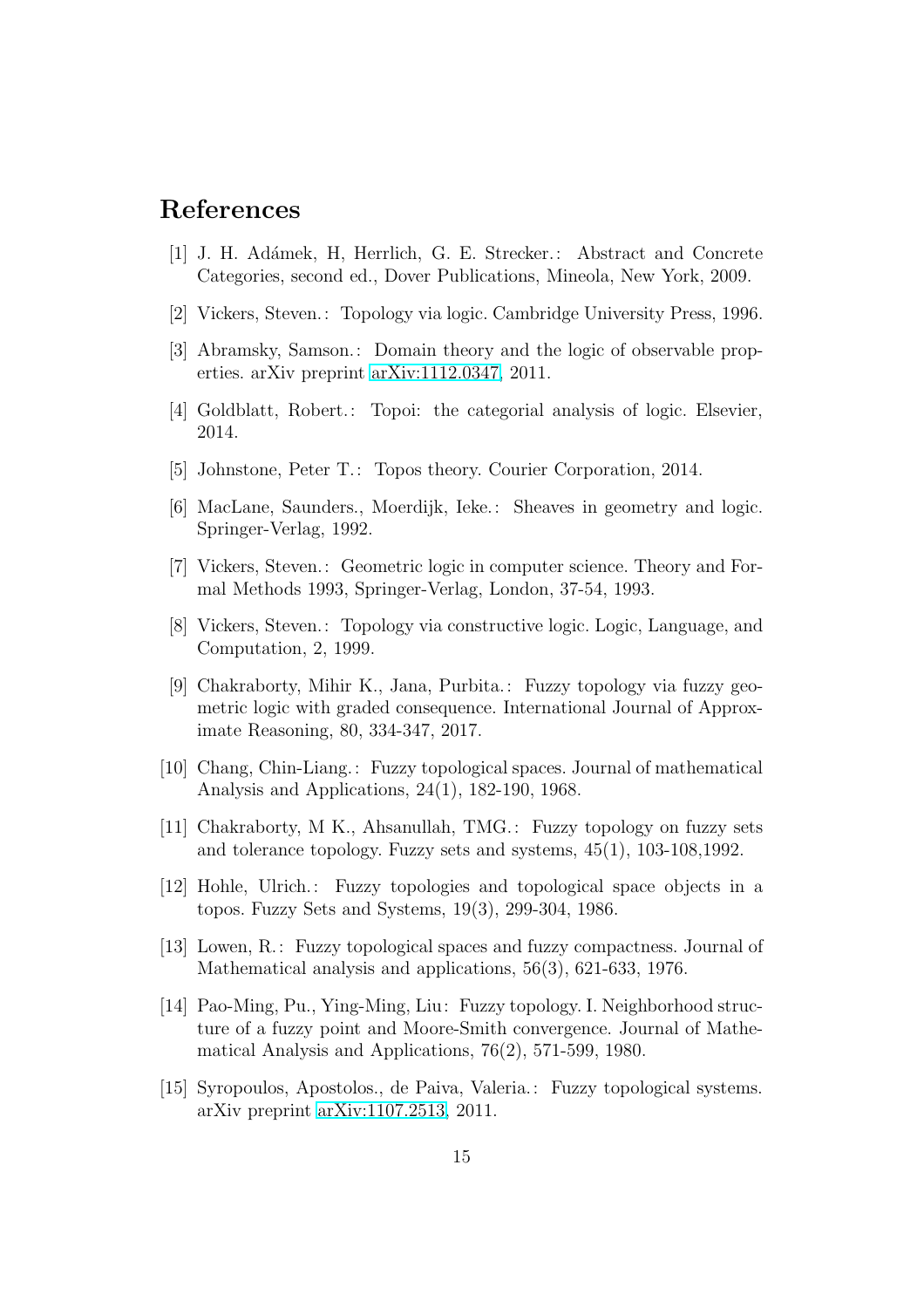# References

[1] J. H. Adámek, H, Herrlich, G. E. Strecker.: Abstract and Concrete Categories, second ed., Dover Publications, Mineola, New York, 2009.

[2] Vickers, Steven.: Topology via logic. Cambridge University Press, 1996.

[3] Abramsky, Samson.: Domain theory and the logic of observable properties. arXiv preprint arXiv:1112.0347, 2011.

[4] Goldblatt, Robert.: Topoi: the categorial analysis of logic. Elsevier, 2014.

[5] Johnstone, Peter T.: Topos theory. Courier Corporation, 2014.

[6] MacLane, Saunders., Moerdijk, Ieke.: Sheaves in geometry and logic. Springer-Verlag, 1992.

[7] Vickers, Steven.: Geometric logic in computer science. Theory and Formal Methods 1993, Springer-Verlag, London, 37-54, 1993.

[8] Vickers, Steven.: Topology via constructive logic. Logic, Language, and Computation, 2, 1999.

[9] Chakraborty, Mihir K., Jana, Purbita.: Fuzzy topology via fuzzy geometric logic with graded consequence. International Journal of Approximate Reasoning, 80, 334-347, 2017.

[10] Chang, Chin-Liang.: Fuzzy topological spaces. Journal of mathematical Analysis and Applications, 24(1), 182-190, 1968.

[11] Chakraborty, M K., Ahsanullah, TMG.: Fuzzy topology on fuzzy sets and tolerance topology. Fuzzy sets and systems, 45(1), 103-108,1992.

[12] Hohle, Ulrich.: Fuzzy topologies and topological space objects in a topos. Fuzzy Sets and Systems, 19(3), 299-304, 1986.

[13] Lowen, R.: Fuzzy topological spaces and fuzzy compactness. Journal of Mathematical analysis and applications, 56(3), 621-633, 1976.

[14] Pao-Ming, Pu., Ying-Ming, Liu: Fuzzy topology. I. Neighborhood structure of a fuzzy point and Moore-Smith convergence. Journal of Mathematical Analysis and Applications, 76(2), 571-599, 1980.

[15] Syropoulos, Apostolos., de Paiva, Valeria.: Fuzzy topological systems. arXiv preprint arXiv:1107.2513, 2011.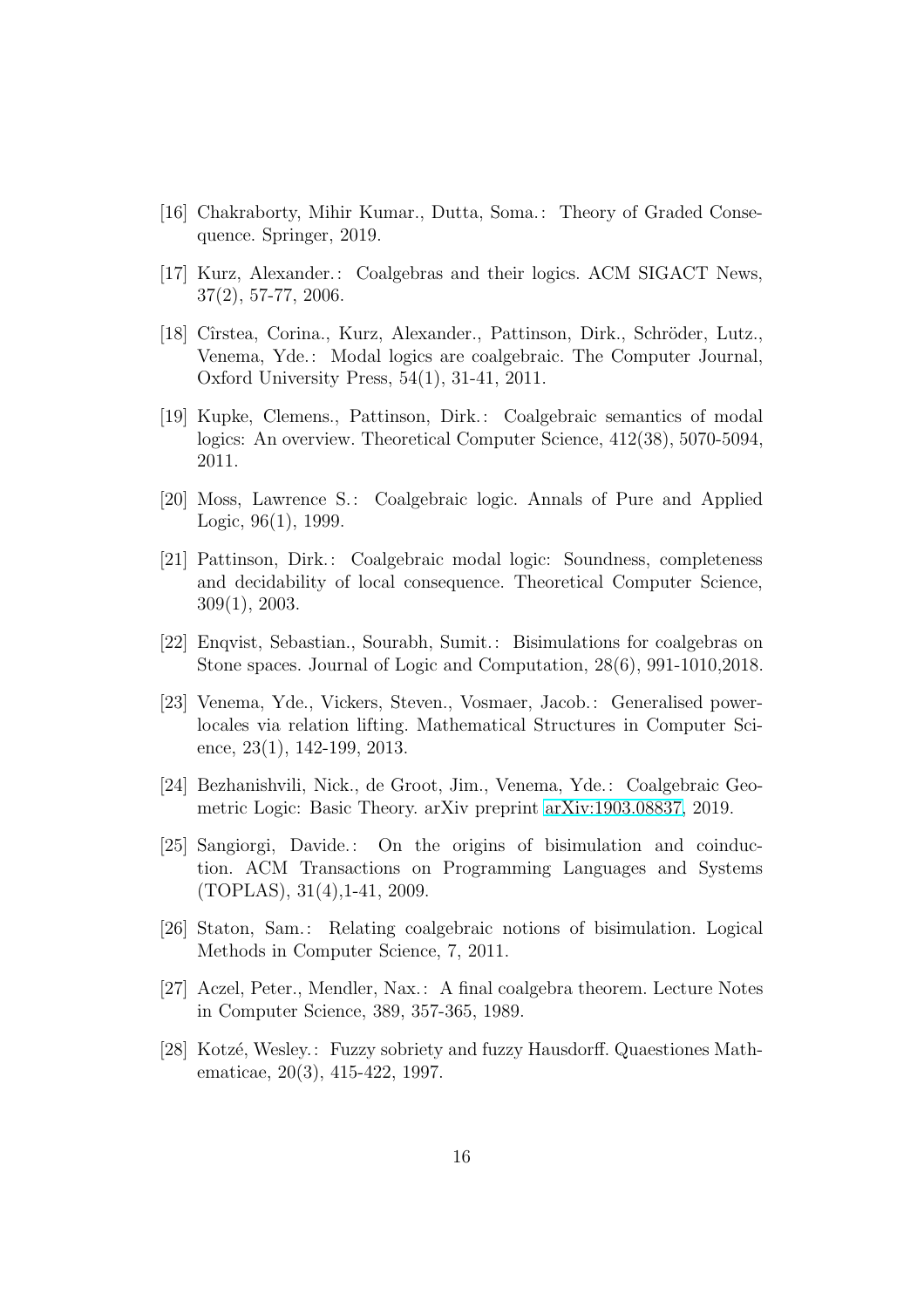[16] Chakraborty, Mihir Kumar., Dutta, Soma.: Theory of Graded Consequence. Springer, 2019.

[17] Kurz, Alexander.: Coalgebras and their logics. ACM SIGACT News, 37(2), 57-77, 2006.

[18] Cîrstea, Corina., Kurz, Alexander., Pattinson, Dirk., Schröder, Lutz., Venema, Yde.: Modal logics are coalgebraic. The Computer Journal, Oxford University Press, 54(1), 31-41, 2011.

[19] Kupke, Clemens., Pattinson, Dirk.: Coalgebraic semantics of modal logics: An overview. Theoretical Computer Science, 412(38), 5070-5094, 2011.

[20] Moss, Lawrence S.: Coalgebraic logic. Annals of Pure and Applied Logic, 96(1), 1999.

[21] Pattinson, Dirk.: Coalgebraic modal logic: Soundness, completeness and decidability of local consequence. Theoretical Computer Science, 309(1), 2003.

[22] Enqvist, Sebastian., Sourabh, Sumit.: Bisimulations for coalgebras on Stone spaces. Journal of Logic and Computation, 28(6), 991-1010,2018.

[23] Venema, Yde., Vickers, Steven., Vosmaer, Jacob.: Generalised powerlocales via relation lifting. Mathematical Structures in Computer Science, 23(1), 142-199, 2013.

[24] Bezhanishvili, Nick., de Groot, Jim., Venema, Yde.: Coalgebraic Geometric Logic: Basic Theory. arXiv preprint arXiv:1903.08837, 2019.

[25] Sangiorgi, Davide.: On the origins of bisimulation and coinduction. ACM Transactions on Programming Languages and Systems (TOPLAS), 31(4),1-41, 2009.

[26] Staton, Sam.: Relating coalgebraic notions of bisimulation. Logical Methods in Computer Science, 7, 2011.

[27] Aczel, Peter., Mendler, Nax.: A final coalgebra theorem. Lecture Notes in Computer Science, 389, 357-365, 1989.

[28] Kotzé, Wesley.: Fuzzy sobriety and fuzzy Hausdorff. Quaestiones Mathematicae, 20(3), 415-422, 1997.